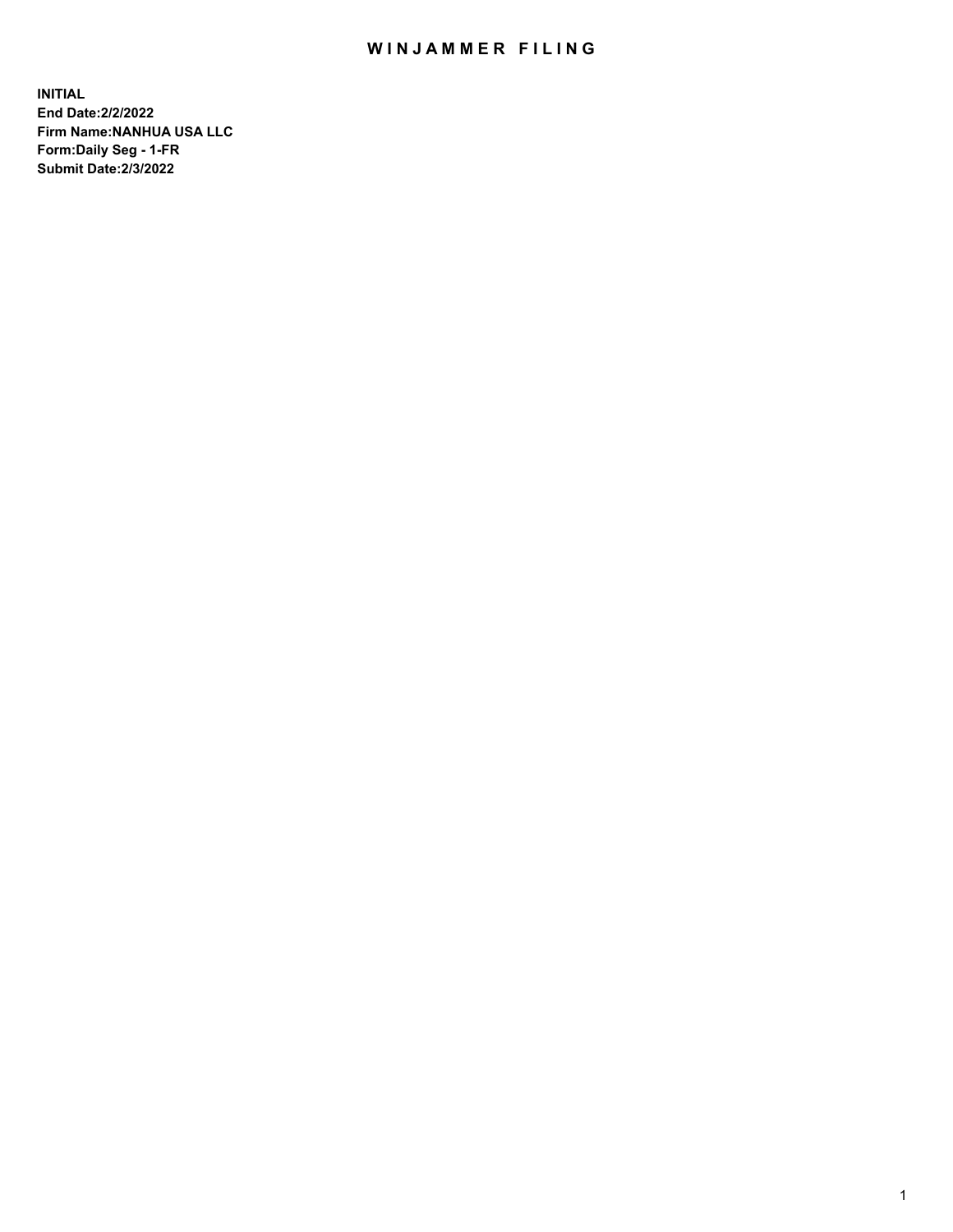# WINJAMMER FILING

**INITIAL**
**End Date:2/2/2022**
**Firm Name:NANHUA USA LLC**
**Form:Daily Seg - 1-FR**
**Submit Date:2/3/2022**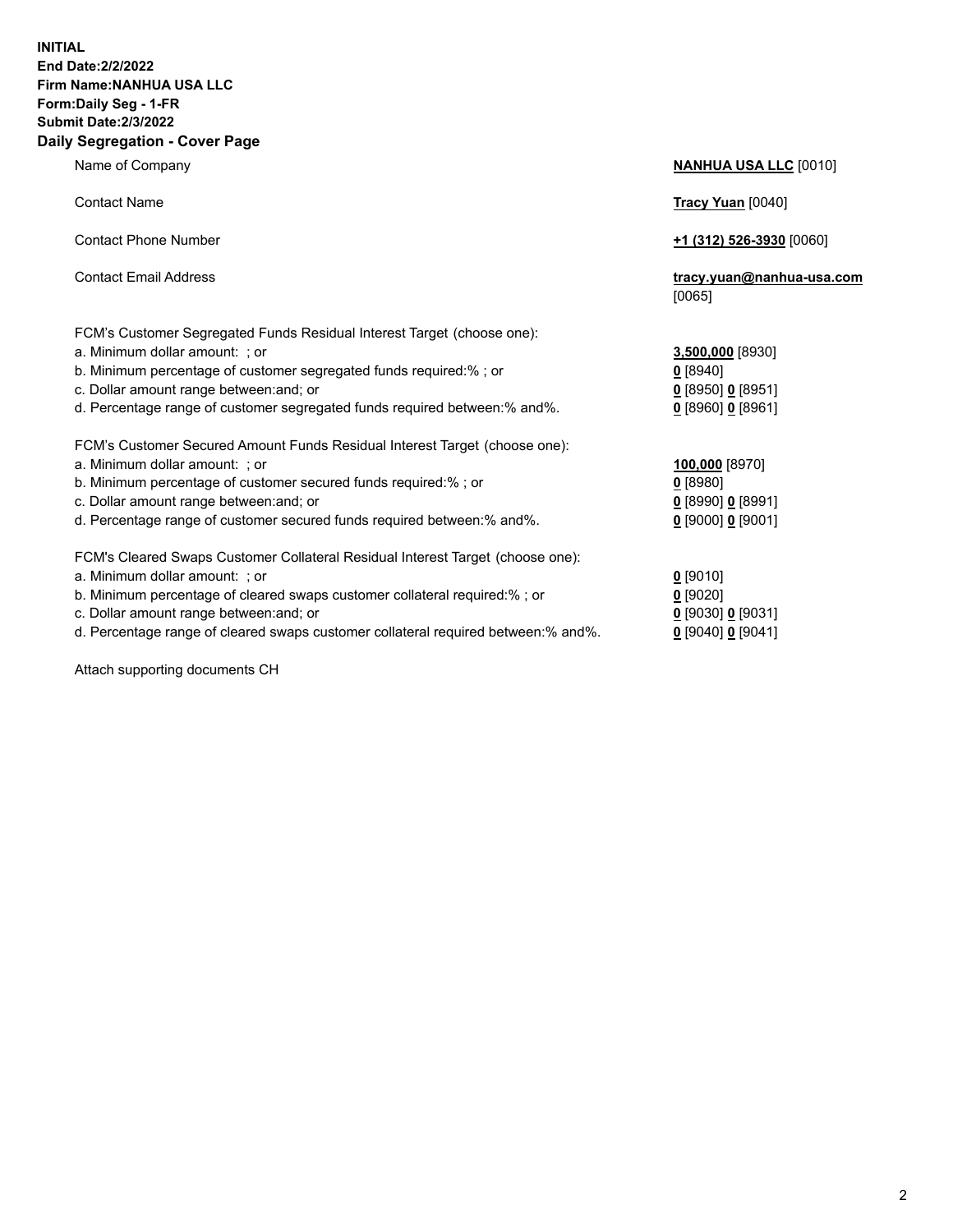**INITIAL**
**End Date:2/2/2022**
**Firm Name:NANHUA USA LLC**
**Form:Daily Seg - 1-FR**
**Submit Date:2/3/2022**

## Daily Segregation - Cover Page

| | |
|---|---|
| Name of Company | **NANHUA USA LLC** [0010] |
| Contact Name | **Tracy Yuan** [0040] |
| Contact Phone Number | **+1 (312) 526-3930** [0060] |
| Contact Email Address | **tracy.yuan@nanhua-usa.com** [0065] |
| FCM's Customer Segregated Funds Residual Interest Target (choose one): | |
| a. Minimum dollar amount: ; or | **3,500,000** [8930] |
| b. Minimum percentage of customer segregated funds required:% ; or | **0** [8940] |
| c. Dollar amount range between:and; or | **0** [8950] **0** [8951] |
| d. Percentage range of customer segregated funds required between:% and%. | **0** [8960] **0** [8961] |
| FCM's Customer Secured Amount Funds Residual Interest Target (choose one): | |
| a. Minimum dollar amount: ; or | **100,000** [8970] |
| b. Minimum percentage of customer secured funds required:% ; or | **0** [8980] |
| c. Dollar amount range between:and; or | **0** [8990] **0** [8991] |
| d. Percentage range of customer secured funds required between:% and%. | **0** [9000] **0** [9001] |
| FCM's Cleared Swaps Customer Collateral Residual Interest Target (choose one): | |
| a. Minimum dollar amount: ; or | **0** [9010] |
| b. Minimum percentage of cleared swaps customer collateral required:% ; or | **0** [9020] |
| c. Dollar amount range between:and; or | **0** [9030] **0** [9031] |
| d. Percentage range of cleared swaps customer collateral required between:% and%. | **0** [9040] **0** [9041] |

Attach supporting documents CH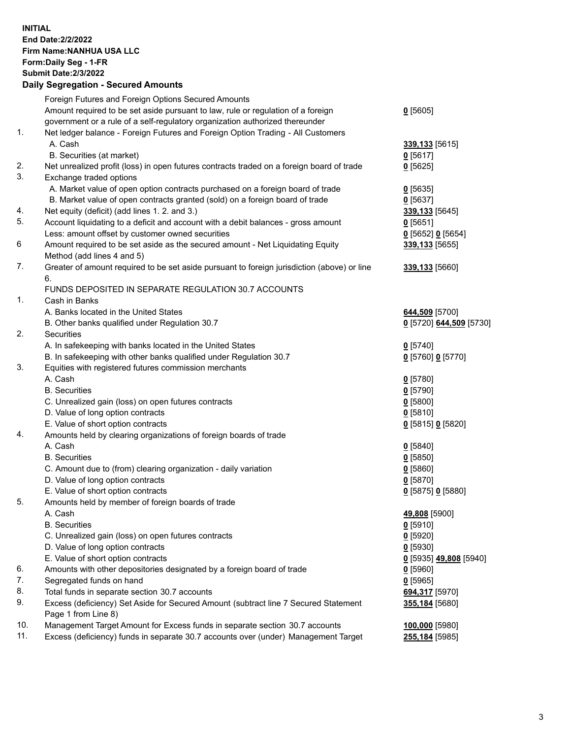**INITIAL**
**End Date:2/2/2022**
**Firm Name:NANHUA USA LLC**
**Form:Daily Seg - 1-FR**
**Submit Date:2/3/2022**

## Daily Segregation - Secured Amounts

| | | |
|---|---|---|
| | Foreign Futures and Foreign Options Secured Amounts | |
| | Amount required to be set aside pursuant to law, rule or regulation of a foreign government or a rule of a self-regulatory organization authorized thereunder | **0** [5605] |
| 1. | Net ledger balance - Foreign Futures and Foreign Option Trading - All Customers | |
| | A. Cash | **339,133** [5615] |
| | B. Securities (at market) | **0** [5617] |
| 2. | Net unrealized profit (loss) in open futures contracts traded on a foreign board of trade | **0** [5625] |
| 3. | Exchange traded options | |
| | A. Market value of open option contracts purchased on a foreign board of trade | **0** [5635] |
| | B. Market value of open contracts granted (sold) on a foreign board of trade | **0** [5637] |
| 4. | Net equity (deficit) (add lines 1. 2. and 3.) | **339,133** [5645] |
| 5. | Account liquidating to a deficit and account with a debit balances - gross amount | **0** [5651] |
| | Less: amount offset by customer owned securities | **0** [5652] **0** [5654] |
| 6 | Amount required to be set aside as the secured amount - Net Liquidating Equity Method (add lines 4 and 5) | **339,133** [5655] |
| 7. | Greater of amount required to be set aside pursuant to foreign jurisdiction (above) or line 6. | **339,133** [5660] |
| | FUNDS DEPOSITED IN SEPARATE REGULATION 30.7 ACCOUNTS | |
| 1. | Cash in Banks | |
| | A. Banks located in the United States | **644,509** [5700] |
| | B. Other banks qualified under Regulation 30.7 | **0** [5720] **644,509** [5730] |
| 2. | Securities | |
| | A. In safekeeping with banks located in the United States | **0** [5740] |
| | B. In safekeeping with other banks qualified under Regulation 30.7 | **0** [5760] **0** [5770] |
| 3. | Equities with registered futures commission merchants | |
| | A. Cash | **0** [5780] |
| | B. Securities | **0** [5790] |
| | C. Unrealized gain (loss) on open futures contracts | **0** [5800] |
| | D. Value of long option contracts | **0** [5810] |
| | E. Value of short option contracts | **0** [5815] **0** [5820] |
| 4. | Amounts held by clearing organizations of foreign boards of trade | |
| | A. Cash | **0** [5840] |
| | B. Securities | **0** [5850] |
| | C. Amount due to (from) clearing organization - daily variation | **0** [5860] |
| | D. Value of long option contracts | **0** [5870] |
| | E. Value of short option contracts | **0** [5875] **0** [5880] |
| 5. | Amounts held by member of foreign boards of trade | |
| | A. Cash | **49,808** [5900] |
| | B. Securities | **0** [5910] |
| | C. Unrealized gain (loss) on open futures contracts | **0** [5920] |
| | D. Value of long option contracts | **0** [5930] |
| | E. Value of short option contracts | **0** [5935] **49,808** [5940] |
| 6. | Amounts with other depositories designated by a foreign board of trade | **0** [5960] |
| 7. | Segregated funds on hand | **0** [5965] |
| 8. | Total funds in separate section 30.7 accounts | **694,317** [5970] |
| 9. | Excess (deficiency) Set Aside for Secured Amount (subtract line 7 Secured Statement Page 1 from Line 8) | **355,184** [5680] |
| 10. | Management Target Amount for Excess funds in separate section 30.7 accounts | **100,000** [5980] |
| 11. | Excess (deficiency) funds in separate 30.7 accounts over (under) Management Target | **255,184** [5985] |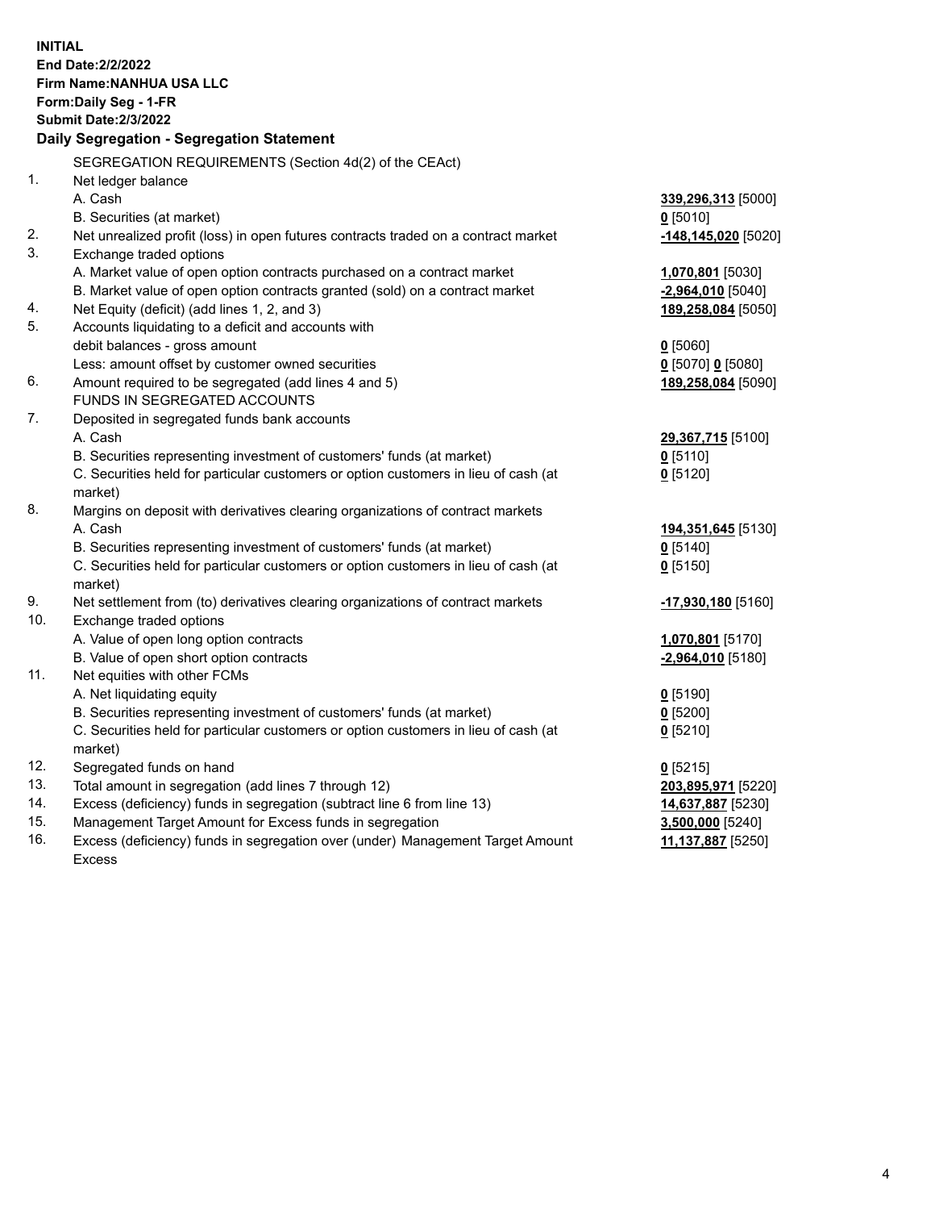**INITIAL**
**End Date:2/2/2022**
**Firm Name:NANHUA USA LLC**
**Form:Daily Seg - 1-FR**
**Submit Date:2/3/2022**

## Daily Segregation - Segregation Statement

SEGREGATION REQUIREMENTS (Section 4d(2) of the CEAct)

| | | |
|---|---|---|
| 1. | Net ledger balance | |
| | A. Cash | **339,296,313** [5000] |
| | B. Securities (at market) | **0** [5010] |
| 2. | Net unrealized profit (loss) in open futures contracts traded on a contract market | **-148,145,020** [5020] |
| 3. | Exchange traded options | |
| | A. Market value of open option contracts purchased on a contract market | **1,070,801** [5030] |
| | B. Market value of open option contracts granted (sold) on a contract market | **-2,964,010** [5040] |
| 4. | Net Equity (deficit) (add lines 1, 2, and 3) | **189,258,084** [5050] |
| 5. | Accounts liquidating to a deficit and accounts with debit balances - gross amount | **0** [5060] |
| | Less: amount offset by customer owned securities | **0** [5070] **0** [5080] |
| 6. | Amount required to be segregated (add lines 4 and 5) | **189,258,084** [5090] |
| | FUNDS IN SEGREGATED ACCOUNTS | |
| 7. | Deposited in segregated funds bank accounts | |
| | A. Cash | **29,367,715** [5100] |
| | B. Securities representing investment of customers' funds (at market) | **0** [5110] |
| | C. Securities held for particular customers or option customers in lieu of cash (at market) | **0** [5120] |
| 8. | Margins on deposit with derivatives clearing organizations of contract markets | |
| | A. Cash | **194,351,645** [5130] |
| | B. Securities representing investment of customers' funds (at market) | **0** [5140] |
| | C. Securities held for particular customers or option customers in lieu of cash (at market) | **0** [5150] |
| 9. | Net settlement from (to) derivatives clearing organizations of contract markets | **-17,930,180** [5160] |
| 10. | Exchange traded options | |
| | A. Value of open long option contracts | **1,070,801** [5170] |
| | B. Value of open short option contracts | **-2,964,010** [5180] |
| 11. | Net equities with other FCMs | |
| | A. Net liquidating equity | **0** [5190] |
| | B. Securities representing investment of customers' funds (at market) | **0** [5200] |
| | C. Securities held for particular customers or option customers in lieu of cash (at market) | **0** [5210] |
| 12. | Segregated funds on hand | **0** [5215] |
| 13. | Total amount in segregation (add lines 7 through 12) | **203,895,971** [5220] |
| 14. | Excess (deficiency) funds in segregation (subtract line 6 from line 13) | **14,637,887** [5230] |
| 15. | Management Target Amount for Excess funds in segregation | **3,500,000** [5240] |
| 16. | Excess (deficiency) funds in segregation over (under) Management Target Amount Excess | **11,137,887** [5250] |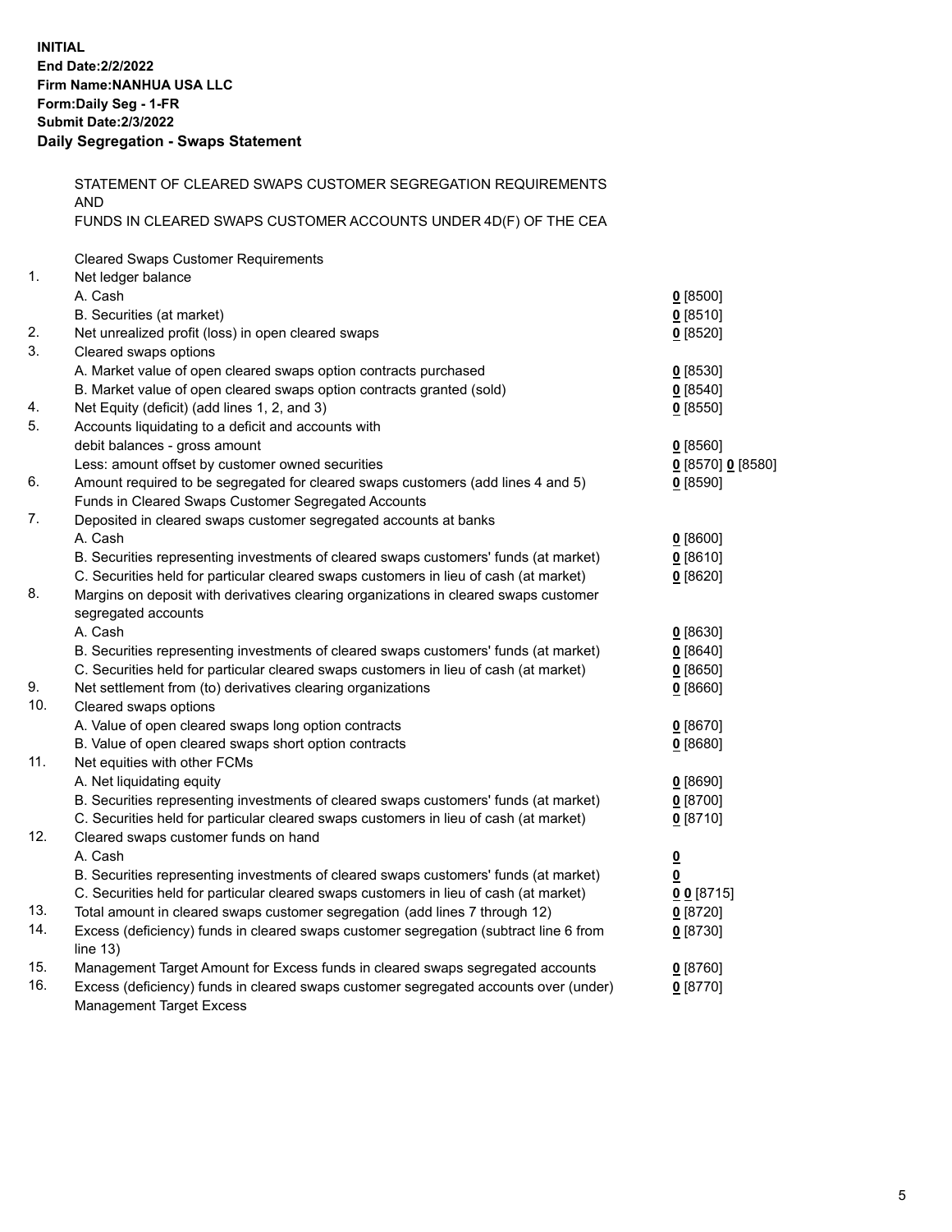**INITIAL**
**End Date:2/2/2022**
**Firm Name:NANHUA USA LLC**
**Form:Daily Seg - 1-FR**
**Submit Date:2/3/2022**
**Daily Segregation - Swaps Statement**

STATEMENT OF CLEARED SWAPS CUSTOMER SEGREGATION REQUIREMENTS AND FUNDS IN CLEARED SWAPS CUSTOMER ACCOUNTS UNDER 4D(F) OF THE CEA

| | | |
|---|---|---|
| | Cleared Swaps Customer Requirements | |
| 1. | Net ledger balance | |
| | A. Cash | 0 [8500] |
| | B. Securities (at market) | 0 [8510] |
| 2. | Net unrealized profit (loss) in open cleared swaps | 0 [8520] |
| 3. | Cleared swaps options | |
| | A. Market value of open cleared swaps option contracts purchased | 0 [8530] |
| | B. Market value of open cleared swaps option contracts granted (sold) | 0 [8540] |
| 4. | Net Equity (deficit) (add lines 1, 2, and 3) | 0 [8550] |
| 5. | Accounts liquidating to a deficit and accounts with | |
| | debit balances - gross amount | 0 [8560] |
| | Less: amount offset by customer owned securities | 0 [8570] 0 [8580] |
| 6. | Amount required to be segregated for cleared swaps customers (add lines 4 and 5) | 0 [8590] |
| | Funds in Cleared Swaps Customer Segregated Accounts | |
| 7. | Deposited in cleared swaps customer segregated accounts at banks | |
| | A. Cash | 0 [8600] |
| | B. Securities representing investments of cleared swaps customers' funds (at market) | 0 [8610] |
| | C. Securities held for particular cleared swaps customers in lieu of cash (at market) | 0 [8620] |
| 8. | Margins on deposit with derivatives clearing organizations in cleared swaps customer segregated accounts | |
| | A. Cash | 0 [8630] |
| | B. Securities representing investments of cleared swaps customers' funds (at market) | 0 [8640] |
| | C. Securities held for particular cleared swaps customers in lieu of cash (at market) | 0 [8650] |
| 9. | Net settlement from (to) derivatives clearing organizations | 0 [8660] |
| 10. | Cleared swaps options | |
| | A. Value of open cleared swaps long option contracts | 0 [8670] |
| | B. Value of open cleared swaps short option contracts | 0 [8680] |
| 11. | Net equities with other FCMs | |
| | A. Net liquidating equity | 0 [8690] |
| | B. Securities representing investments of cleared swaps customers' funds (at market) | 0 [8700] |
| | C. Securities held for particular cleared swaps customers in lieu of cash (at market) | 0 [8710] |
| 12. | Cleared swaps customer funds on hand | |
| | A. Cash | 0 |
| | B. Securities representing investments of cleared swaps customers' funds (at market) | 0 |
| | C. Securities held for particular cleared swaps customers in lieu of cash (at market) | 0 0 [8715] |
| 13. | Total amount in cleared swaps customer segregation (add lines 7 through 12) | 0 [8720] |
| 14. | Excess (deficiency) funds in cleared swaps customer segregation (subtract line 6 from line 13) | 0 [8730] |
| 15. | Management Target Amount for Excess funds in cleared swaps segregated accounts | 0 [8760] |
| 16. | Excess (deficiency) funds in cleared swaps customer segregated accounts over (under) Management Target Excess | 0 [8770] |